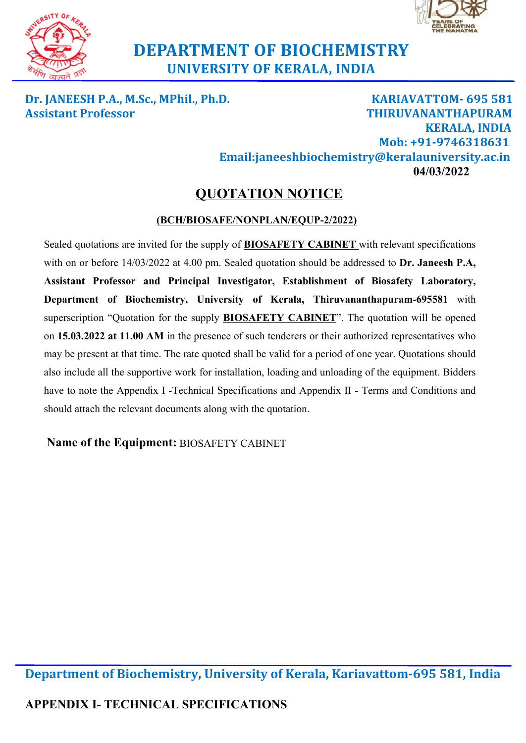# DEPARTMENT OF BIOCHEMISTRY
## UNIVERSITY OF KERALA, INDIA

**Dr. JANEESH P.A., M.Sc., MPhil., Ph.D.**
**Assistant Professor**

**KARIAVATTOM- 695 581**
**THIRUVANANTHAPURAM**
**KERALA, INDIA**
**Mob: +91-9746318631**
**Email:janeeshbiochemistry@keralauniversity.ac.in**

**04/03/2022**

## QUOTATION NOTICE

**(BCH/BIOSAFE/NONPLAN/EQUP-2/2022)**

Sealed quotations are invited for the supply of **BIOSAFETY CABINET** with relevant specifications with on or before 14/03/2022 at 4.00 pm. Sealed quotation should be addressed to **Dr. Janeesh P.A, Assistant Professor and Principal Investigator, Establishment of Biosafety Laboratory, Department of Biochemistry, University of Kerala, Thiruvananthapuram-695581** with superscription "Quotation for the supply **BIOSAFETY CABINET**". The quotation will be opened on **15.03.2022 at 11.00 AM** in the presence of such tenderers or their authorized representatives who may be present at that time. The rate quoted shall be valid for a period of one year. Quotations should also include all the supportive work for installation, loading and unloading of the equipment. Bidders have to note the Appendix I -Technical Specifications and Appendix II - Terms and Conditions and should attach the relevant documents along with the quotation.

**Name of the Equipment:** BIOSAFETY CABINET

**APPENDIX I- TECHNICAL SPECIFICATIONS**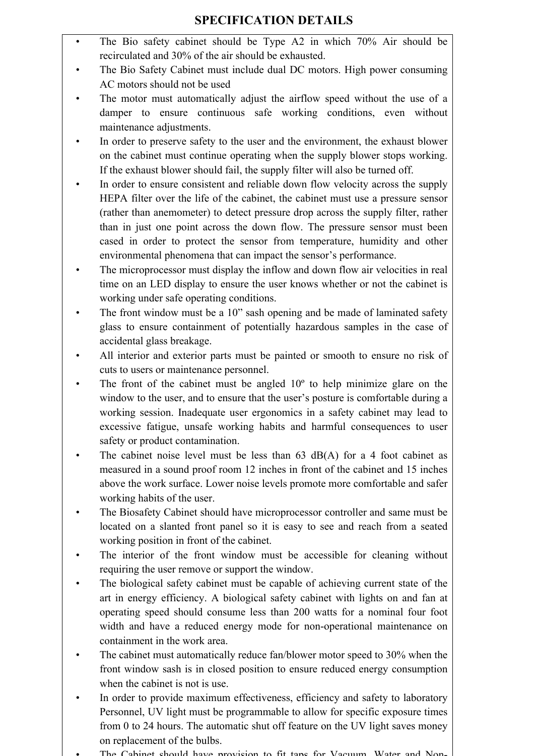# SPECIFICATION DETAILS

- The Bio safety cabinet should be Type A2 in which 70% Air should be recirculated and 30% of the air should be exhausted.
- The Bio Safety Cabinet must include dual DC motors. High power consuming AC motors should not be used
- The motor must automatically adjust the airflow speed without the use of a damper to ensure continuous safe working conditions, even without maintenance adjustments.
- In order to preserve safety to the user and the environment, the exhaust blower on the cabinet must continue operating when the supply blower stops working. If the exhaust blower should fail, the supply filter will also be turned off.
- In order to ensure consistent and reliable down flow velocity across the supply HEPA filter over the life of the cabinet, the cabinet must use a pressure sensor (rather than anemometer) to detect pressure drop across the supply filter, rather than in just one point across the down flow. The pressure sensor must been cased in order to protect the sensor from temperature, humidity and other environmental phenomena that can impact the sensor's performance.
- The microprocessor must display the inflow and down flow air velocities in real time on an LED display to ensure the user knows whether or not the cabinet is working under safe operating conditions.
- The front window must be a 10" sash opening and be made of laminated safety glass to ensure containment of potentially hazardous samples in the case of accidental glass breakage.
- All interior and exterior parts must be painted or smooth to ensure no risk of cuts to users or maintenance personnel.
- The front of the cabinet must be angled 10º to help minimize glare on the window to the user, and to ensure that the user's posture is comfortable during a working session. Inadequate user ergonomics in a safety cabinet may lead to excessive fatigue, unsafe working habits and harmful consequences to user safety or product contamination.
- The cabinet noise level must be less than 63 dB(A) for a 4 foot cabinet as measured in a sound proof room 12 inches in front of the cabinet and 15 inches above the work surface. Lower noise levels promote more comfortable and safer working habits of the user.
- The Biosafety Cabinet should have microprocessor controller and same must be located on a slanted front panel so it is easy to see and reach from a seated working position in front of the cabinet.
- The interior of the front window must be accessible for cleaning without requiring the user remove or support the window.
- The biological safety cabinet must be capable of achieving current state of the art in energy efficiency. A biological safety cabinet with lights on and fan at operating speed should consume less than 200 watts for a nominal four foot width and have a reduced energy mode for non-operational maintenance on containment in the work area.
- The cabinet must automatically reduce fan/blower motor speed to 30% when the front window sash is in closed position to ensure reduced energy consumption when the cabinet is not is use.
- In order to provide maximum effectiveness, efficiency and safety to laboratory Personnel, UV light must be programmable to allow for specific exposure times from 0 to 24 hours. The automatic shut off feature on the UV light saves money on replacement of the bulbs.
- The Cabinet should have provision to fit taps for Vacuum, Water and Non-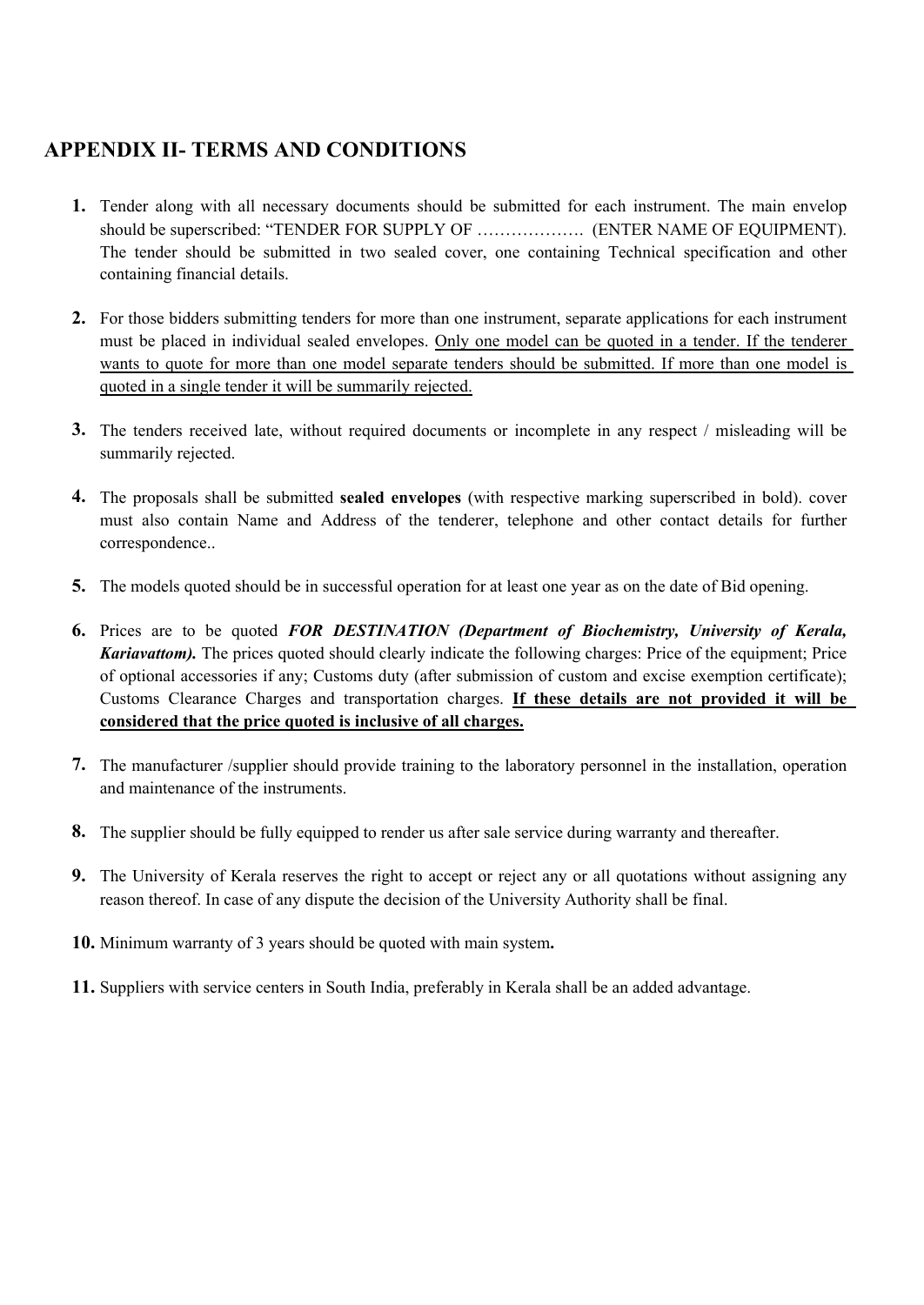## APPENDIX II- TERMS AND CONDITIONS

1. Tender along with all necessary documents should be submitted for each instrument. The main envelop should be superscribed: "TENDER FOR SUPPLY OF ………………. (ENTER NAME OF EQUIPMENT). The tender should be submitted in two sealed cover, one containing Technical specification and other containing financial details.

2. For those bidders submitting tenders for more than one instrument, separate applications for each instrument must be placed in individual sealed envelopes. Only one model can be quoted in a tender. If the tenderer wants to quote for more than one model separate tenders should be submitted. If more than one model is quoted in a single tender it will be summarily rejected.

3. The tenders received late, without required documents or incomplete in any respect / misleading will be summarily rejected.

4. The proposals shall be submitted **sealed envelopes** (with respective marking superscribed in bold). cover must also contain Name and Address of the tenderer, telephone and other contact details for further correspondence..

5. The models quoted should be in successful operation for at least one year as on the date of Bid opening.

6. Prices are to be quoted ***FOR DESTINATION (Department of Biochemistry, University of Kerala, Kariavattom).*** The prices quoted should clearly indicate the following charges: Price of the equipment; Price of optional accessories if any; Customs duty (after submission of custom and excise exemption certificate); Customs Clearance Charges and transportation charges. **If these details are not provided it will be considered that the price quoted is inclusive of all charges.**

7. The manufacturer /supplier should provide training to the laboratory personnel in the installation, operation and maintenance of the instruments.

8. The supplier should be fully equipped to render us after sale service during warranty and thereafter.

9. The University of Kerala reserves the right to accept or reject any or all quotations without assigning any reason thereof. In case of any dispute the decision of the University Authority shall be final.

10. Minimum warranty of 3 years should be quoted with main system**.**

11. Suppliers with service centers in South India, preferably in Kerala shall be an added advantage.